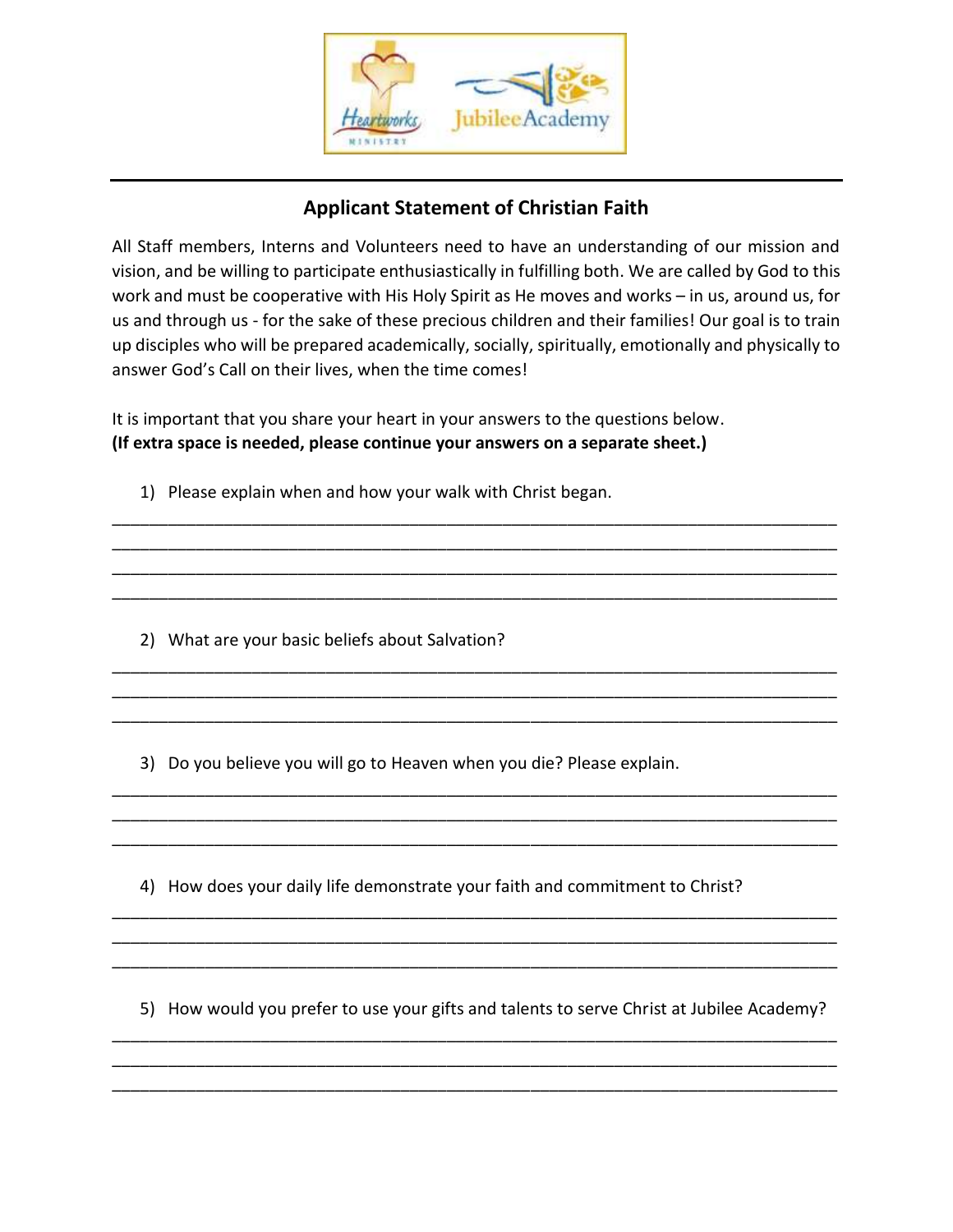## Applicant Statement of Christian Faith

All Staff members, Interns and Volunteers need to have an understanding of our mission and vision, and be willing to participate enthusiastically in fulfilling both. We are called by God to this work and must be cooperative with His Holy Spirit as He moves and works – in us, around us, for us and through us - for the sake of these precious children and their families! Our goal is to train up disciples who will be prepared academically, socially, spiritually, emotionally and physically to answer God's Call on their lives, when the time comes!

It is important that you share your heart in your answers to the questions below.
**(If extra space is needed, please continue your answers on a separate sheet.)**

1) Please explain when and how your walk with Christ began.

_______________________________________________________________________________
_______________________________________________________________________________
_______________________________________________________________________________
_______________________________________________________________________________

2) What are your basic beliefs about Salvation?

_______________________________________________________________________________
_______________________________________________________________________________
_______________________________________________________________________________

3) Do you believe you will go to Heaven when you die? Please explain.

_______________________________________________________________________________
_______________________________________________________________________________
_______________________________________________________________________________

4) How does your daily life demonstrate your faith and commitment to Christ?

_______________________________________________________________________________
_______________________________________________________________________________
_______________________________________________________________________________

5) How would you prefer to use your gifts and talents to serve Christ at Jubilee Academy?

_______________________________________________________________________________
_______________________________________________________________________________
_______________________________________________________________________________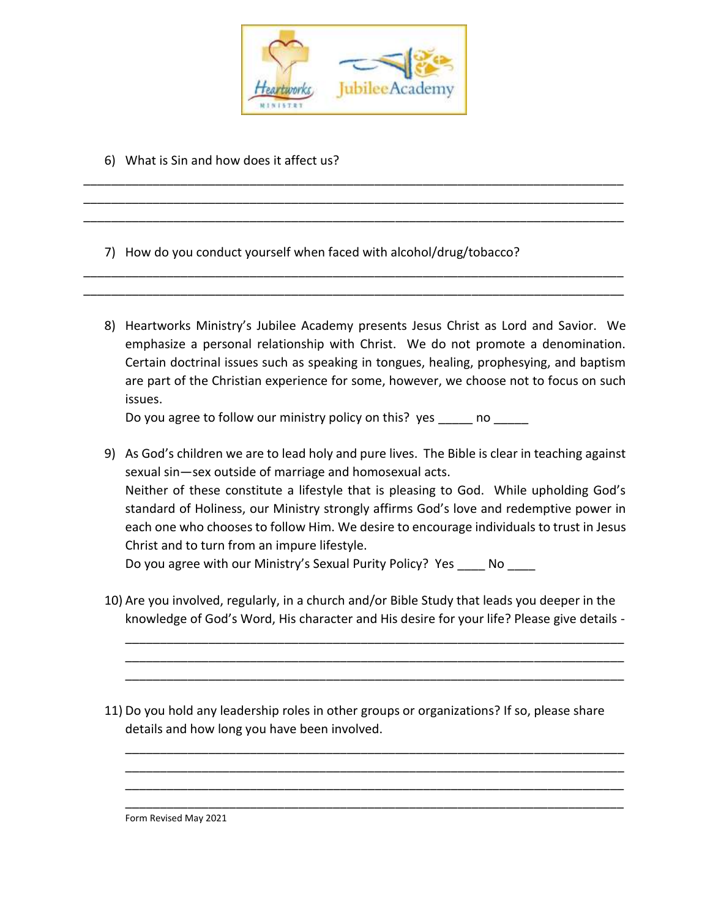6) What is Sin and how does it affect us?

\_\_\_\_\_\_\_\_\_\_\_\_\_\_\_\_\_\_\_\_\_\_\_\_\_\_\_\_\_\_\_\_\_\_\_\_\_\_\_\_\_\_\_\_\_\_\_\_\_\_\_\_\_\_\_\_\_\_\_\_\_\_\_\_\_\_\_\_\_\_\_\_\_\_\_\_\_\_\_\_\_\_
\_\_\_\_\_\_\_\_\_\_\_\_\_\_\_\_\_\_\_\_\_\_\_\_\_\_\_\_\_\_\_\_\_\_\_\_\_\_\_\_\_\_\_\_\_\_\_\_\_\_\_\_\_\_\_\_\_\_\_\_\_\_\_\_\_\_\_\_\_\_\_\_\_\_\_\_\_\_\_\_\_\_
\_\_\_\_\_\_\_\_\_\_\_\_\_\_\_\_\_\_\_\_\_\_\_\_\_\_\_\_\_\_\_\_\_\_\_\_\_\_\_\_\_\_\_\_\_\_\_\_\_\_\_\_\_\_\_\_\_\_\_\_\_\_\_\_\_\_\_\_\_\_\_\_\_\_\_\_\_\_\_\_\_\_

7) How do you conduct yourself when faced with alcohol/drug/tobacco?

\_\_\_\_\_\_\_\_\_\_\_\_\_\_\_\_\_\_\_\_\_\_\_\_\_\_\_\_\_\_\_\_\_\_\_\_\_\_\_\_\_\_\_\_\_\_\_\_\_\_\_\_\_\_\_\_\_\_\_\_\_\_\_\_\_\_\_\_\_\_\_\_\_\_\_\_\_\_\_\_\_\_
\_\_\_\_\_\_\_\_\_\_\_\_\_\_\_\_\_\_\_\_\_\_\_\_\_\_\_\_\_\_\_\_\_\_\_\_\_\_\_\_\_\_\_\_\_\_\_\_\_\_\_\_\_\_\_\_\_\_\_\_\_\_\_\_\_\_\_\_\_\_\_\_\_\_\_\_\_\_\_\_\_\_

8) Heartworks Ministry's Jubilee Academy presents Jesus Christ as Lord and Savior. We emphasize a personal relationship with Christ. We do not promote a denomination. Certain doctrinal issues such as speaking in tongues, healing, prophesying, and baptism are part of the Christian experience for some, however, we choose not to focus on such issues.
   Do you agree to follow our ministry policy on this? yes \_\_\_\_\_ no \_\_\_\_\_

9) As God's children we are to lead holy and pure lives. The Bible is clear in teaching against sexual sin—sex outside of marriage and homosexual acts.
   Neither of these constitute a lifestyle that is pleasing to God. While upholding God's standard of Holiness, our Ministry strongly affirms God's love and redemptive power in each one who chooses to follow Him. We desire to encourage individuals to trust in Jesus Christ and to turn from an impure lifestyle.
   Do you agree with our Ministry's Sexual Purity Policy? Yes \_\_\_\_ No \_\_\_\_

10) Are you involved, regularly, in a church and/or Bible Study that leads you deeper in the knowledge of God's Word, His character and His desire for your life? Please give details -

\_\_\_\_\_\_\_\_\_\_\_\_\_\_\_\_\_\_\_\_\_\_\_\_\_\_\_\_\_\_\_\_\_\_\_\_\_\_\_\_\_\_\_\_\_\_\_\_\_\_\_\_\_\_\_\_\_\_\_\_\_\_\_\_\_\_\_\_\_\_\_\_
\_\_\_\_\_\_\_\_\_\_\_\_\_\_\_\_\_\_\_\_\_\_\_\_\_\_\_\_\_\_\_\_\_\_\_\_\_\_\_\_\_\_\_\_\_\_\_\_\_\_\_\_\_\_\_\_\_\_\_\_\_\_\_\_\_\_\_\_\_\_\_\_
\_\_\_\_\_\_\_\_\_\_\_\_\_\_\_\_\_\_\_\_\_\_\_\_\_\_\_\_\_\_\_\_\_\_\_\_\_\_\_\_\_\_\_\_\_\_\_\_\_\_\_\_\_\_\_\_\_\_\_\_\_\_\_\_\_\_\_\_\_\_\_\_

11) Do you hold any leadership roles in other groups or organizations? If so, please share details and how long you have been involved.

\_\_\_\_\_\_\_\_\_\_\_\_\_\_\_\_\_\_\_\_\_\_\_\_\_\_\_\_\_\_\_\_\_\_\_\_\_\_\_\_\_\_\_\_\_\_\_\_\_\_\_\_\_\_\_\_\_\_\_\_\_\_\_\_\_\_\_\_\_\_\_\_
\_\_\_\_\_\_\_\_\_\_\_\_\_\_\_\_\_\_\_\_\_\_\_\_\_\_\_\_\_\_\_\_\_\_\_\_\_\_\_\_\_\_\_\_\_\_\_\_\_\_\_\_\_\_\_\_\_\_\_\_\_\_\_\_\_\_\_\_\_\_\_\_
\_\_\_\_\_\_\_\_\_\_\_\_\_\_\_\_\_\_\_\_\_\_\_\_\_\_\_\_\_\_\_\_\_\_\_\_\_\_\_\_\_\_\_\_\_\_\_\_\_\_\_\_\_\_\_\_\_\_\_\_\_\_\_\_\_\_\_\_\_\_\_\_
\_\_\_\_\_\_\_\_\_\_\_\_\_\_\_\_\_\_\_\_\_\_\_\_\_\_\_\_\_\_\_\_\_\_\_\_\_\_\_\_\_\_\_\_\_\_\_\_\_\_\_\_\_\_\_\_\_\_\_\_\_\_\_\_\_\_\_\_\_\_\_\_

Form Revised May 2021